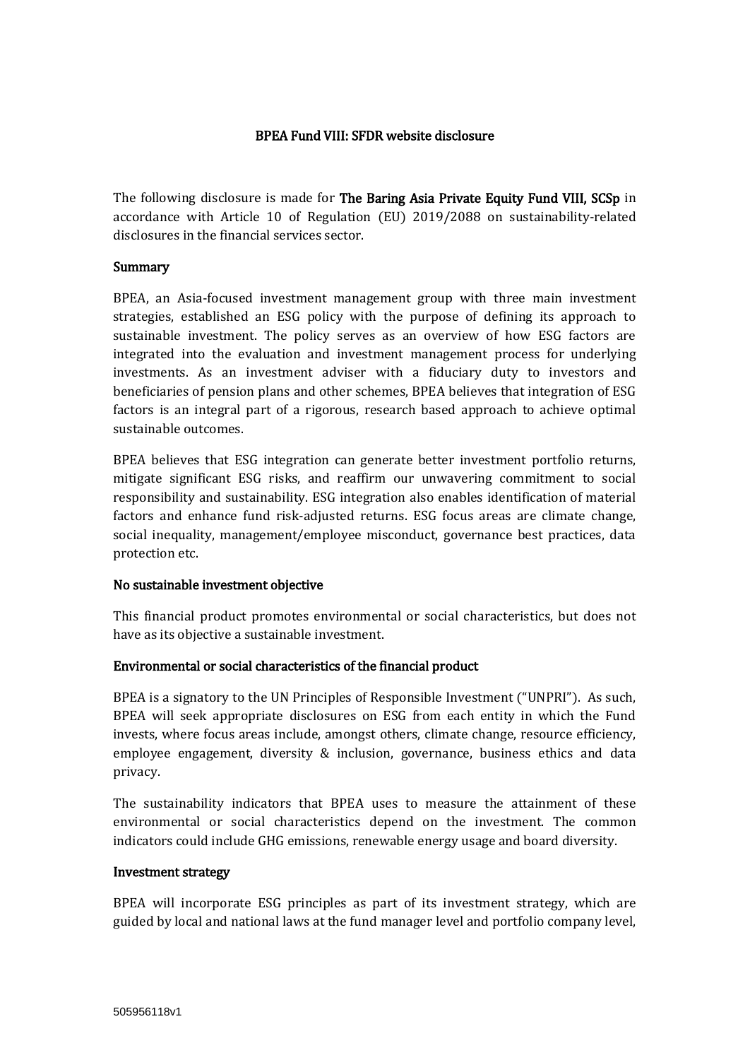# BPEA Fund VIII: SFDR website disclosure

The following disclosure is made for **The Baring Asia Private Equity Fund VIII, SCSp** in accordance with Article 10 of Regulation (EU) 2019/2088 on sustainability-related disclosures in the financial services sector.

## Summary

BPEA, an Asia-focused investment management group with three main investment strategies, established an ESG policy with the purpose of defining its approach to sustainable investment. The policy serves as an overview of how ESG factors are integrated into the evaluation and investment management process for underlying investments. As an investment adviser with a fiduciary duty to investors and beneficiaries of pension plans and other schemes, BPEA believes that integration of ESG factors is an integral part of a rigorous, research based approach to achieve optimal sustainable outcomes.

BPEA believes that ESG integration can generate better investment portfolio returns, mitigate significant ESG risks, and reaffirm our unwavering commitment to social responsibility and sustainability. ESG integration also enables identification of material factors and enhance fund risk-adjusted returns. ESG focus areas are climate change, social inequality, management/employee misconduct, governance best practices, data protection etc.

## No sustainable investment objective

This financial product promotes environmental or social characteristics, but does not have as its objective a sustainable investment.

## Environmental or social characteristics of the financial product

BPEA is a signatory to the UN Principles of Responsible Investment ("UNPRI"). As such, BPEA will seek appropriate disclosures on ESG from each entity in which the Fund invests, where focus areas include, amongst others, climate change, resource efficiency, employee engagement, diversity & inclusion, governance, business ethics and data privacy.

The sustainability indicators that BPEA uses to measure the attainment of these environmental or social characteristics depend on the investment. The common indicators could include GHG emissions, renewable energy usage and board diversity.

## Investment strategy

BPEA will incorporate ESG principles as part of its investment strategy, which are guided by local and national laws at the fund manager level and portfolio company level,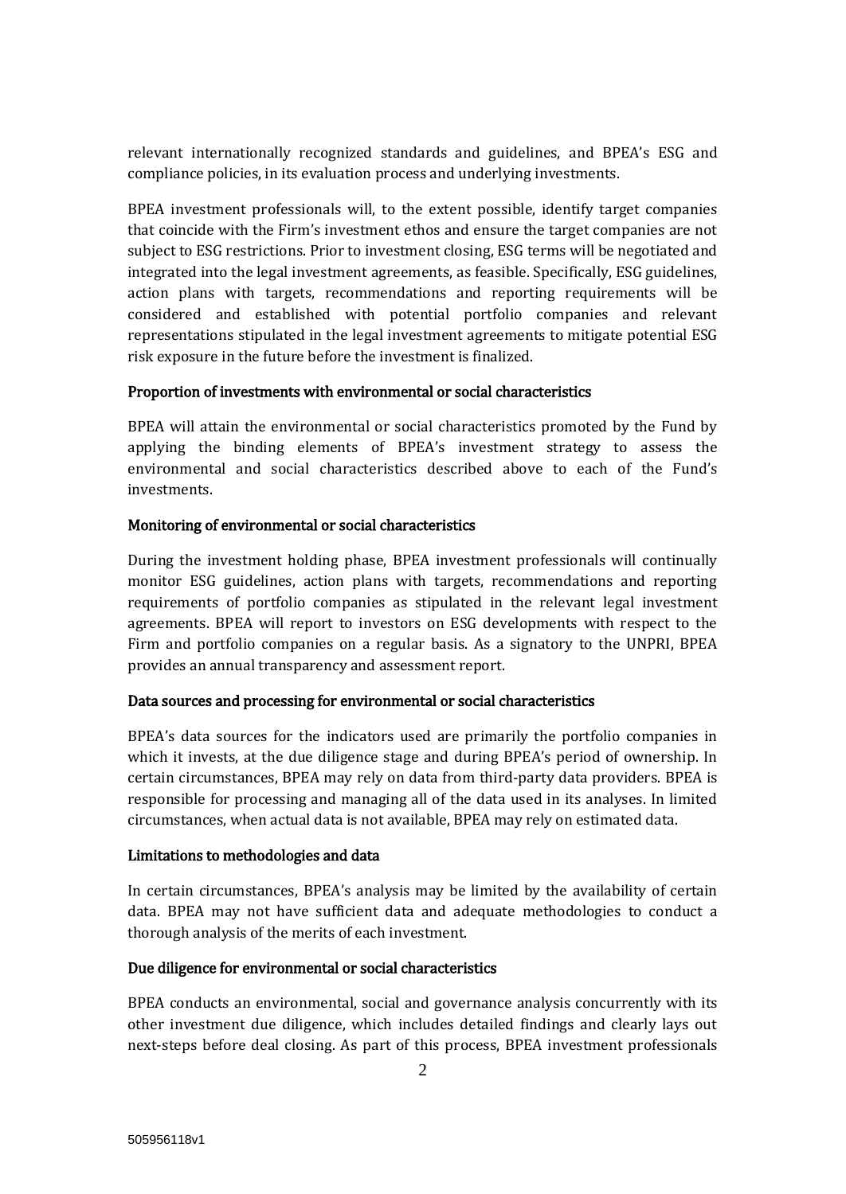relevant internationally recognized standards and guidelines, and BPEA's ESG and compliance policies, in its evaluation process and underlying investments.

BPEA investment professionals will, to the extent possible, identify target companies that coincide with the Firm's investment ethos and ensure the target companies are not subject to ESG restrictions. Prior to investment closing, ESG terms will be negotiated and integrated into the legal investment agreements, as feasible. Specifically, ESG guidelines, action plans with targets, recommendations and reporting requirements will be considered and established with potential portfolio companies and relevant representations stipulated in the legal investment agreements to mitigate potential ESG risk exposure in the future before the investment is finalized.

**Proportion of investments with environmental or social characteristics**

BPEA will attain the environmental or social characteristics promoted by the Fund by applying the binding elements of BPEA's investment strategy to assess the environmental and social characteristics described above to each of the Fund's investments.

**Monitoring of environmental or social characteristics**

During the investment holding phase, BPEA investment professionals will continually monitor ESG guidelines, action plans with targets, recommendations and reporting requirements of portfolio companies as stipulated in the relevant legal investment agreements. BPEA will report to investors on ESG developments with respect to the Firm and portfolio companies on a regular basis. As a signatory to the UNPRI, BPEA provides an annual transparency and assessment report.

**Data sources and processing for environmental or social characteristics**

BPEA's data sources for the indicators used are primarily the portfolio companies in which it invests, at the due diligence stage and during BPEA's period of ownership. In certain circumstances, BPEA may rely on data from third-party data providers. BPEA is responsible for processing and managing all of the data used in its analyses. In limited circumstances, when actual data is not available, BPEA may rely on estimated data.

**Limitations to methodologies and data**

In certain circumstances, BPEA's analysis may be limited by the availability of certain data. BPEA may not have sufficient data and adequate methodologies to conduct a thorough analysis of the merits of each investment.

**Due diligence for environmental or social characteristics**

BPEA conducts an environmental, social and governance analysis concurrently with its other investment due diligence, which includes detailed findings and clearly lays out next-steps before deal closing. As part of this process, BPEA investment professionals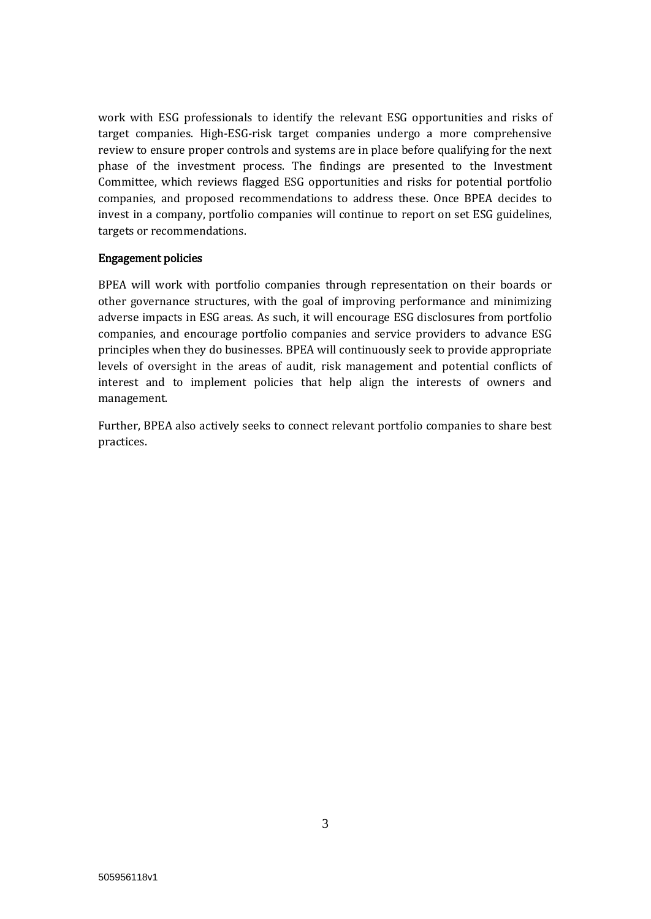work with ESG professionals to identify the relevant ESG opportunities and risks of target companies. High-ESG-risk target companies undergo a more comprehensive review to ensure proper controls and systems are in place before qualifying for the next phase of the investment process. The findings are presented to the Investment Committee, which reviews flagged ESG opportunities and risks for potential portfolio companies, and proposed recommendations to address these. Once BPEA decides to invest in a company, portfolio companies will continue to report on set ESG guidelines, targets or recommendations.

## Engagement policies

BPEA will work with portfolio companies through representation on their boards or other governance structures, with the goal of improving performance and minimizing adverse impacts in ESG areas. As such, it will encourage ESG disclosures from portfolio companies, and encourage portfolio companies and service providers to advance ESG principles when they do businesses. BPEA will continuously seek to provide appropriate levels of oversight in the areas of audit, risk management and potential conflicts of interest and to implement policies that help align the interests of owners and management.

Further, BPEA also actively seeks to connect relevant portfolio companies to share best practices.